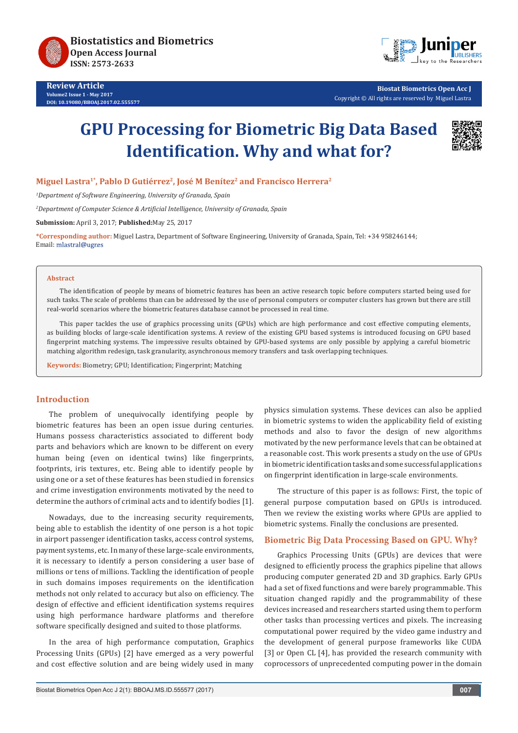Review Article
Volume2 Issue 1 - May 2017
DOI: 10.19080/BBOAJ.2017.02.555577

Copyright © All rights are reserved by Miguel Lastra

# GPU Processing for Biometric Big Data Based Identification. Why and what for?

**Miguel Lastra[1*], Pablo D Gutiérrez[2], José M Benítez[2] and Francisco Herrera[2]**

*[1]Department of Software Engineering, University of Granada, Spain*

*[2]Department of Computer Science & Artificial Intelligence, University of Granada, Spain*

**Submission:** April 3, 2017; **Published:** May 25, 2017

**\*Corresponding author:** Miguel Lastra, Department of Software Engineering, University of Granada, Spain, Tel: +34 958246144; Email: mlastral@ugres

## Abstract

The identification of people by means of biometric features has been an active research topic before computers started being used for such tasks. The scale of problems than can be addressed by the use of personal computers or computer clusters has grown but there are still real-world scenarios where the biometric features database cannot be processed in real time.

This paper tackles the use of graphics processing units (GPUs) which are high performance and cost effective computing elements, as building blocks of large-scale identification systems. A review of the existing GPU based systems is introduced focusing on GPU based fingerprint matching systems. The impressive results obtained by GPU-based systems are only possible by applying a careful biometric matching algorithm redesign, task granularity, asynchronous memory transfers and task overlapping techniques.

**Keywords:** Biometry; GPU; Identification; Fingerprint; Matching

## Introduction

The problem of unequivocally identifying people by biometric features has been an open issue during centuries. Humans possess characteristics associated to different body parts and behaviors which are known to be different on every human being (even on identical twins) like fingerprints, footprints, iris textures, etc. Being able to identify people by using one or a set of these features has been studied in forensics and crime investigation environments motivated by the need to determine the authors of criminal acts and to identify bodies [1].

Nowadays, due to the increasing security requirements, being able to establish the identity of one person is a hot topic in airport passenger identification tasks, access control systems, payment systems, etc. In many of these large-scale environments, it is necessary to identify a person considering a user base of millions or tens of millions. Tackling the identification of people in such domains imposes requirements on the identification methods not only related to accuracy but also on efficiency. The design of effective and efficient identification systems requires using high performance hardware platforms and therefore software specifically designed and suited to those platforms.

In the area of high performance computation, Graphics Processing Units (GPUs) [2] have emerged as a very powerful and cost effective solution and are being widely used in many physics simulation systems. These devices can also be applied in biometric systems to widen the applicability field of existing methods and also to favor the design of new algorithms motivated by the new performance levels that can be obtained at a reasonable cost. This work presents a study on the use of GPUs in biometric identification tasks and some successful applications on fingerprint identification in large-scale environments.

The structure of this paper is as follows: First, the topic of general purpose computation based on GPUs is introduced. Then we review the existing works where GPUs are applied to biometric systems. Finally the conclusions are presented.

## Biometric Big Data Processing Based on GPU. Why?

Graphics Processing Units (GPUs) are devices that were designed to efficiently process the graphics pipeline that allows producing computer generated 2D and 3D graphics. Early GPUs had a set of fixed functions and were barely programmable. This situation changed rapidly and the programmability of these devices increased and researchers started using them to perform other tasks than processing vertices and pixels. The increasing computational power required by the video game industry and the development of general purpose frameworks like CUDA [3] or Open CL [4], has provided the research community with coprocessors of unprecedented computing power in the domain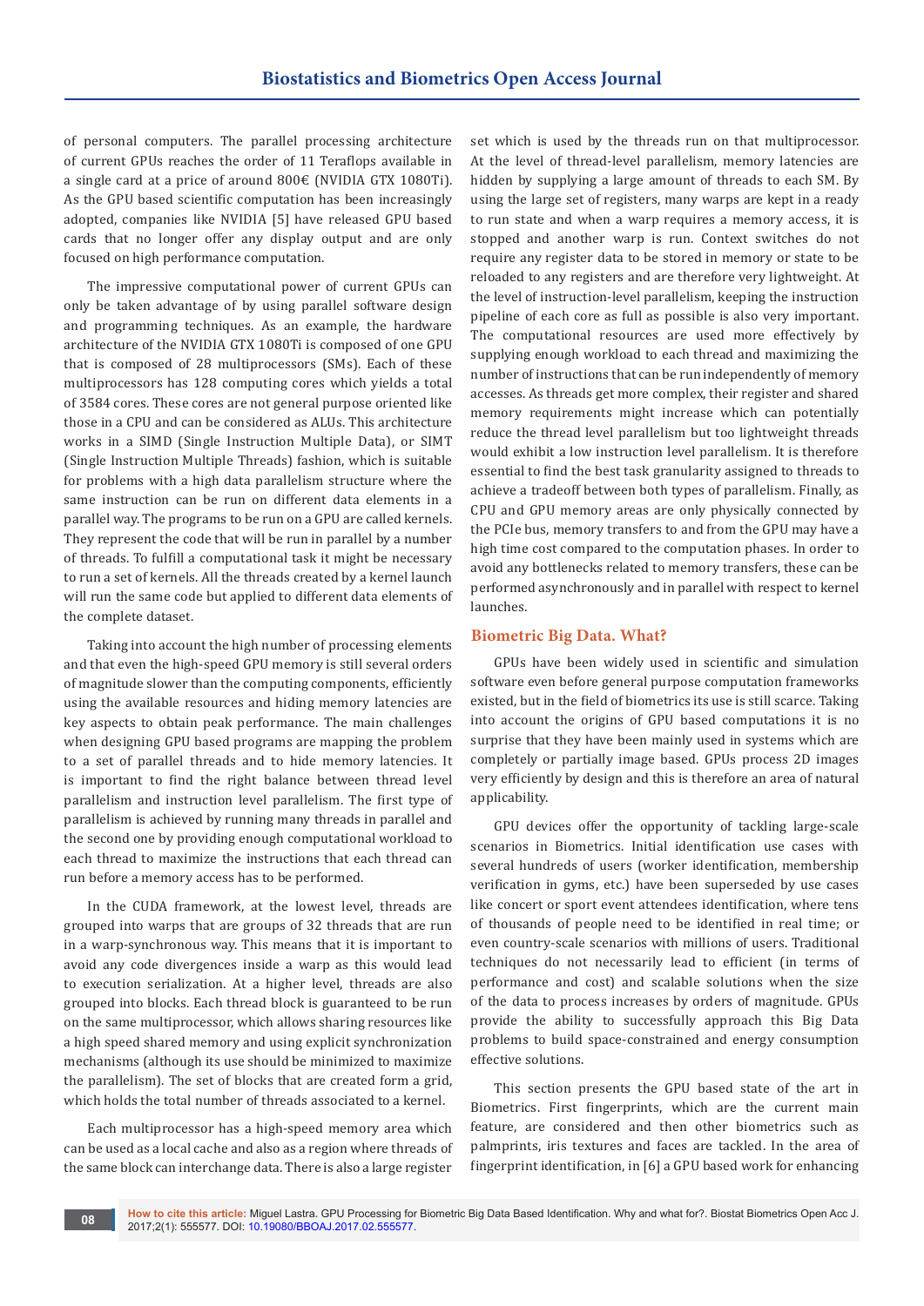of personal computers. The parallel processing architecture of current GPUs reaches the order of 11 Teraflops available in a single card at a price of around 800€ (NVIDIA GTX 1080Ti). As the GPU based scientific computation has been increasingly adopted, companies like NVIDIA [5] have released GPU based cards that no longer offer any display output and are only focused on high performance computation.

The impressive computational power of current GPUs can only be taken advantage of by using parallel software design and programming techniques. As an example, the hardware architecture of the NVIDIA GTX 1080Ti is composed of one GPU that is composed of 28 multiprocessors (SMs). Each of these multiprocessors has 128 computing cores which yields a total of 3584 cores. These cores are not general purpose oriented like those in a CPU and can be considered as ALUs. This architecture works in a SIMD (Single Instruction Multiple Data), or SIMT (Single Instruction Multiple Threads) fashion, which is suitable for problems with a high data parallelism structure where the same instruction can be run on different data elements in a parallel way. The programs to be run on a GPU are called kernels. They represent the code that will be run in parallel by a number of threads. To fulfill a computational task it might be necessary to run a set of kernels. All the threads created by a kernel launch will run the same code but applied to different data elements of the complete dataset.

Taking into account the high number of processing elements and that even the high-speed GPU memory is still several orders of magnitude slower than the computing components, efficiently using the available resources and hiding memory latencies are key aspects to obtain peak performance. The main challenges when designing GPU based programs are mapping the problem to a set of parallel threads and to hide memory latencies. It is important to find the right balance between thread level parallelism and instruction level parallelism. The first type of parallelism is achieved by running many threads in parallel and the second one by providing enough computational workload to each thread to maximize the instructions that each thread can run before a memory access has to be performed.

In the CUDA framework, at the lowest level, threads are grouped into warps that are groups of 32 threads that are run in a warp-synchronous way. This means that it is important to avoid any code divergences inside a warp as this would lead to execution serialization. At a higher level, threads are also grouped into blocks. Each thread block is guaranteed to be run on the same multiprocessor, which allows sharing resources like a high speed shared memory and using explicit synchronization mechanisms (although its use should be minimized to maximize the parallelism). The set of blocks that are created form a grid, which holds the total number of threads associated to a kernel.

Each multiprocessor has a high-speed memory area which can be used as a local cache and also as a region where threads of the same block can interchange data. There is also a large register set which is used by the threads run on that multiprocessor. At the level of thread-level parallelism, memory latencies are hidden by supplying a large amount of threads to each SM. By using the large set of registers, many warps are kept in a ready to run state and when a warp requires a memory access, it is stopped and another warp is run. Context switches do not require any register data to be stored in memory or state to be reloaded to any registers and are therefore very lightweight. At the level of instruction-level parallelism, keeping the instruction pipeline of each core as full as possible is also very important. The computational resources are used more effectively by supplying enough workload to each thread and maximizing the number of instructions that can be run independently of memory accesses. As threads get more complex, their register and shared memory requirements might increase which can potentially reduce the thread level parallelism but too lightweight threads would exhibit a low instruction level parallelism. It is therefore essential to find the best task granularity assigned to threads to achieve a tradeoff between both types of parallelism. Finally, as CPU and GPU memory areas are only physically connected by the PCIe bus, memory transfers to and from the GPU may have a high time cost compared to the computation phases. In order to avoid any bottlenecks related to memory transfers, these can be performed asynchronously and in parallel with respect to kernel launches.

## Biometric Big Data. What?

GPUs have been widely used in scientific and simulation software even before general purpose computation frameworks existed, but in the field of biometrics its use is still scarce. Taking into account the origins of GPU based computations it is no surprise that they have been mainly used in systems which are completely or partially image based. GPUs process 2D images very efficiently by design and this is therefore an area of natural applicability.

GPU devices offer the opportunity of tackling large-scale scenarios in Biometrics. Initial identification use cases with several hundreds of users (worker identification, membership verification in gyms, etc.) have been superseded by use cases like concert or sport event attendees identification, where tens of thousands of people need to be identified in real time; or even country-scale scenarios with millions of users. Traditional techniques do not necessarily lead to efficient (in terms of performance and cost) and scalable solutions when the size of the data to process increases by orders of magnitude. GPUs provide the ability to successfully approach this Big Data problems to build space-constrained and energy consumption effective solutions.

This section presents the GPU based state of the art in Biometrics. First fingerprints, which are the current main feature, are considered and then other biometrics such as palmprints, iris textures and faces are tackled. In the area of fingerprint identification, in [6] a GPU based work for enhancing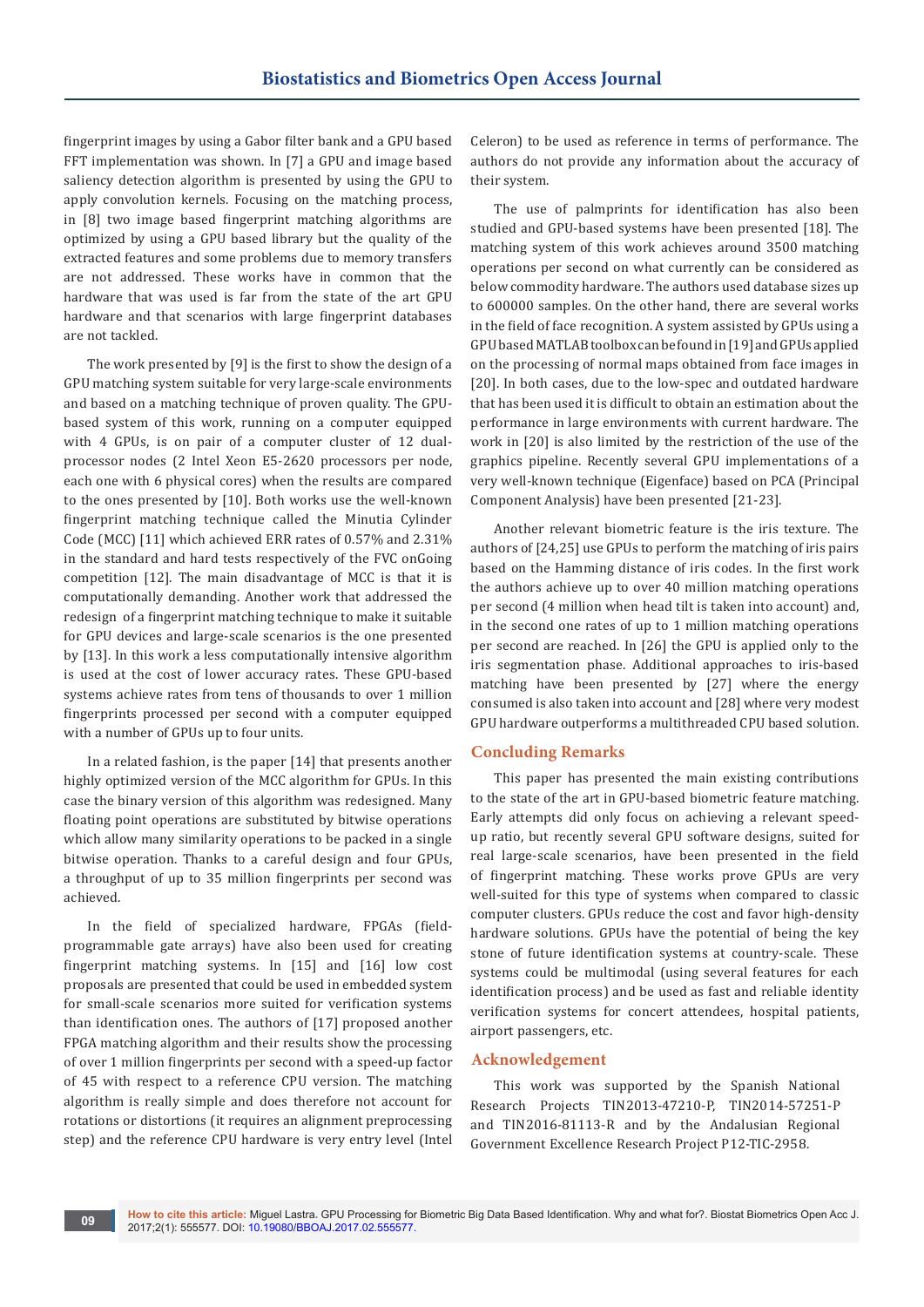fingerprint images by using a Gabor filter bank and a GPU based FFT implementation was shown. In [7] a GPU and image based saliency detection algorithm is presented by using the GPU to apply convolution kernels. Focusing on the matching process, in [8] two image based fingerprint matching algorithms are optimized by using a GPU based library but the quality of the extracted features and some problems due to memory transfers are not addressed. These works have in common that the hardware that was used is far from the state of the art GPU hardware and that scenarios with large fingerprint databases are not tackled.

The work presented by [9] is the first to show the design of a GPU matching system suitable for very large-scale environments and based on a matching technique of proven quality. The GPU-based system of this work, running on a computer equipped with 4 GPUs, is on pair of a computer cluster of 12 dual-processor nodes (2 Intel Xeon E5-2620 processors per node, each one with 6 physical cores) when the results are compared to the ones presented by [10]. Both works use the well-known fingerprint matching technique called the Minutia Cylinder Code (MCC) [11] which achieved ERR rates of 0.57% and 2.31% in the standard and hard tests respectively of the FVC onGoing competition [12]. The main disadvantage of MCC is that it is computationally demanding. Another work that addressed the redesign of a fingerprint matching technique to make it suitable for GPU devices and large-scale scenarios is the one presented by [13]. In this work a less computationally intensive algorithm is used at the cost of lower accuracy rates. These GPU-based systems achieve rates from tens of thousands to over 1 million fingerprints processed per second with a computer equipped with a number of GPUs up to four units.

In a related fashion, is the paper [14] that presents another highly optimized version of the MCC algorithm for GPUs. In this case the binary version of this algorithm was redesigned. Many floating point operations are substituted by bitwise operations which allow many similarity operations to be packed in a single bitwise operation. Thanks to a careful design and four GPUs, a throughput of up to 35 million fingerprints per second was achieved.

In the field of specialized hardware, FPGAs (field-programmable gate arrays) have also been used for creating fingerprint matching systems. In [15] and [16] low cost proposals are presented that could be used in embedded system for small-scale scenarios more suited for verification systems than identification ones. The authors of [17] proposed another FPGA matching algorithm and their results show the processing of over 1 million fingerprints per second with a speed-up factor of 45 with respect to a reference CPU version. The matching algorithm is really simple and does therefore not account for rotations or distortions (it requires an alignment preprocessing step) and the reference CPU hardware is very entry level (Intel Celeron) to be used as reference in terms of performance. The authors do not provide any information about the accuracy of their system.

The use of palmprints for identification has also been studied and GPU-based systems have been presented [18]. The matching system of this work achieves around 3500 matching operations per second on what currently can be considered as below commodity hardware. The authors used database sizes up to 600000 samples. On the other hand, there are several works in the field of face recognition. A system assisted by GPUs using a GPU based MATLAB toolbox can be found in [19] and GPUs applied on the processing of normal maps obtained from face images in [20]. In both cases, due to the low-spec and outdated hardware that has been used it is difficult to obtain an estimation about the performance in large environments with current hardware. The work in [20] is also limited by the restriction of the use of the graphics pipeline. Recently several GPU implementations of a very well-known technique (Eigenface) based on PCA (Principal Component Analysis) have been presented [21-23].

Another relevant biometric feature is the iris texture. The authors of [24,25] use GPUs to perform the matching of iris pairs based on the Hamming distance of iris codes. In the first work the authors achieve up to over 40 million matching operations per second (4 million when head tilt is taken into account) and, in the second one rates of up to 1 million matching operations per second are reached. In [26] the GPU is applied only to the iris segmentation phase. Additional approaches to iris-based matching have been presented by [27] where the energy consumed is also taken into account and [28] where very modest GPU hardware outperforms a multithreaded CPU based solution.

## Concluding Remarks

This paper has presented the main existing contributions to the state of the art in GPU-based biometric feature matching. Early attempts did only focus on achieving a relevant speed-up ratio, but recently several GPU software designs, suited for real large-scale scenarios, have been presented in the field of fingerprint matching. These works prove GPUs are very well-suited for this type of systems when compared to classic computer clusters. GPUs reduce the cost and favor high-density hardware solutions. GPUs have the potential of being the key stone of future identification systems at country-scale. These systems could be multimodal (using several features for each identification process) and be used as fast and reliable identity verification systems for concert attendees, hospital patients, airport passengers, etc.

## Acknowledgement

This work was supported by the Spanish National Research Projects TIN2013-47210-P, TIN2014-57251-P and TIN2016-81113-R and by the Andalusian Regional Government Excellence Research Project P12-TIC-2958.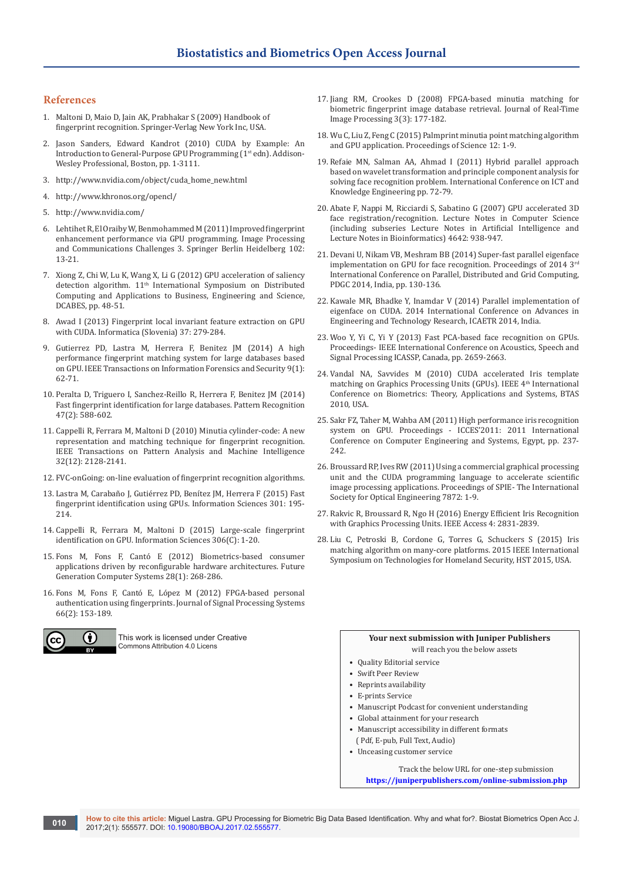## References

1. Maltoni D, Maio D, Jain AK, Prabhakar S (2009) Handbook of fingerprint recognition. Springer-Verlag New York Inc, USA.
2. Jason Sanders, Edward Kandrot (2010) CUDA by Example: An Introduction to General-Purpose GPU Programming (1st edn). Addison-Wesley Professional, Boston, pp. 1-3111.
3. http://www.nvidia.com/object/cuda_home_new.html
4. http://www.khronos.org/opencl/
5. http://www.nvidia.com/
6. Lehtihet R, El Oraiby W, Benmohammed M (2011) Improved fingerprint enhancement performance via GPU programming. Image Processing and Communications Challenges 3. Springer Berlin Heidelberg 102: 13-21.
7. Xiong Z, Chi W, Lu K, Wang X, Li G (2012) GPU acceleration of saliency detection algorithm. 11th International Symposium on Distributed Computing and Applications to Business, Engineering and Science, DCABES, pp. 48-51.
8. Awad I (2013) Fingerprint local invariant feature extraction on GPU with CUDA. Informatica (Slovenia) 37: 279-284.
9. Gutierrez PD, Lastra M, Herrera F, Benitez JM (2014) A high performance fingerprint matching system for large databases based on GPU. IEEE Transactions on Information Forensics and Security 9(1): 62-71.
10. Peralta D, Triguero I, Sanchez-Reillo R, Herrera F, Benitez JM (2014) Fast fingerprint identification for large databases. Pattern Recognition 47(2): 588-602.
11. Cappelli R, Ferrara M, Maltoni D (2010) Minutia cylinder-code: A new representation and matching technique for fingerprint recognition. IEEE Transactions on Pattern Analysis and Machine Intelligence 32(12): 2128-2141.
12. FVC-onGoing: on-line evaluation of fingerprint recognition algorithms.
13. Lastra M, Carabaño J, Gutiérrez PD, Benítez JM, Herrera F (2015) Fast fingerprint identification using GPUs. Information Sciences 301: 195-214.
14. Cappelli R, Ferrara M, Maltoni D (2015) Large-scale fingerprint identification on GPU. Information Sciences 306(C): 1-20.
15. Fons M, Fons F, Cantó E (2012) Biometrics-based consumer applications driven by reconfigurable hardware architectures. Future Generation Computer Systems 28(1): 268-286.
16. Fons M, Fons F, Cantó E, López M (2012) FPGA-based personal authentication using fingerprints. Journal of Signal Processing Systems 66(2): 153-189.
17. Jiang RM, Crookes D (2008) FPGA-based minutia matching for biometric fingerprint image database retrieval. Journal of Real-Time Image Processing 3(3): 177-182.
18. Wu C, Liu Z, Feng C (2015) Palmprint minutia point matching algorithm and GPU application. Proceedings of Science 12: 1-9.
19. Refaie MN, Salman AA, Ahmad I (2011) Hybrid parallel approach based on wavelet transformation and principle component analysis for solving face recognition problem. International Conference on ICT and Knowledge Engineering pp. 72-79.
20. Abate F, Nappi M, Ricciardi S, Sabatino G (2007) GPU accelerated 3D face registration/recognition. Lecture Notes in Computer Science (including subseries Lecture Notes in Artificial Intelligence and Lecture Notes in Bioinformatics) 4642: 938-947.
21. Devani U, Nikam VB, Meshram BB (2014) Super-fast parallel eigenface implementation on GPU for face recognition. Proceedings of 2014 3rd International Conference on Parallel, Distributed and Grid Computing, PDGC 2014, India, pp. 130-136.
22. Kawale MR, Bhadke Y, Inamdar V (2014) Parallel implementation of eigenface on CUDA. 2014 International Conference on Advances in Engineering and Technology Research, ICAETR 2014, India.
23. Woo Y, Yi C, Yi Y (2013) Fast PCA-based face recognition on GPUs. Proceedings- IEEE International Conference on Acoustics, Speech and Signal Processing ICASSP, Canada, pp. 2659-2663.
24. Vandal NA, Savvides M (2010) CUDA accelerated Iris template matching on Graphics Processing Units (GPUs). IEEE 4th International Conference on Biometrics: Theory, Applications and Systems, BTAS 2010, USA.
25. Sakr FZ, Taher M, Wahba AM (2011) High performance iris recognition system on GPU. Proceedings - ICCES'2011: 2011 International Conference on Computer Engineering and Systems, Egypt, pp. 237-242.
26. Broussard RP, Ives RW (2011) Using a commercial graphical processing unit and the CUDA programming language to accelerate scientific image processing applications. Proceedings of SPIE- The International Society for Optical Engineering 7872: 1-9.
27. Rakvic R, Broussard R, Ngo H (2016) Energy Efficient Iris Recognition with Graphics Processing Units. IEEE Access 4: 2831-2839.
28. Liu C, Petroski B, Cordone G, Torres G, Schuckers S (2015) Iris matching algorithm on many-core platforms. 2015 IEEE International Symposium on Technologies for Homeland Security, HST 2015, USA.

This work is licensed under Creative Commons Attribution 4.0 Licens

**Your next submission with Juniper Publishers**
will reach you the below assets

- Quality Editorial service
- Swift Peer Review
- Reprints availability
- E-prints Service
- Manuscript Podcast for convenient understanding
- Global attainment for your research
- Manuscript accessibility in different formats
  ( Pdf, E-pub, Full Text, Audio)
- Unceasing customer service

Track the below URL for one-step submission
https://juniperpublishers.com/online-submission.php